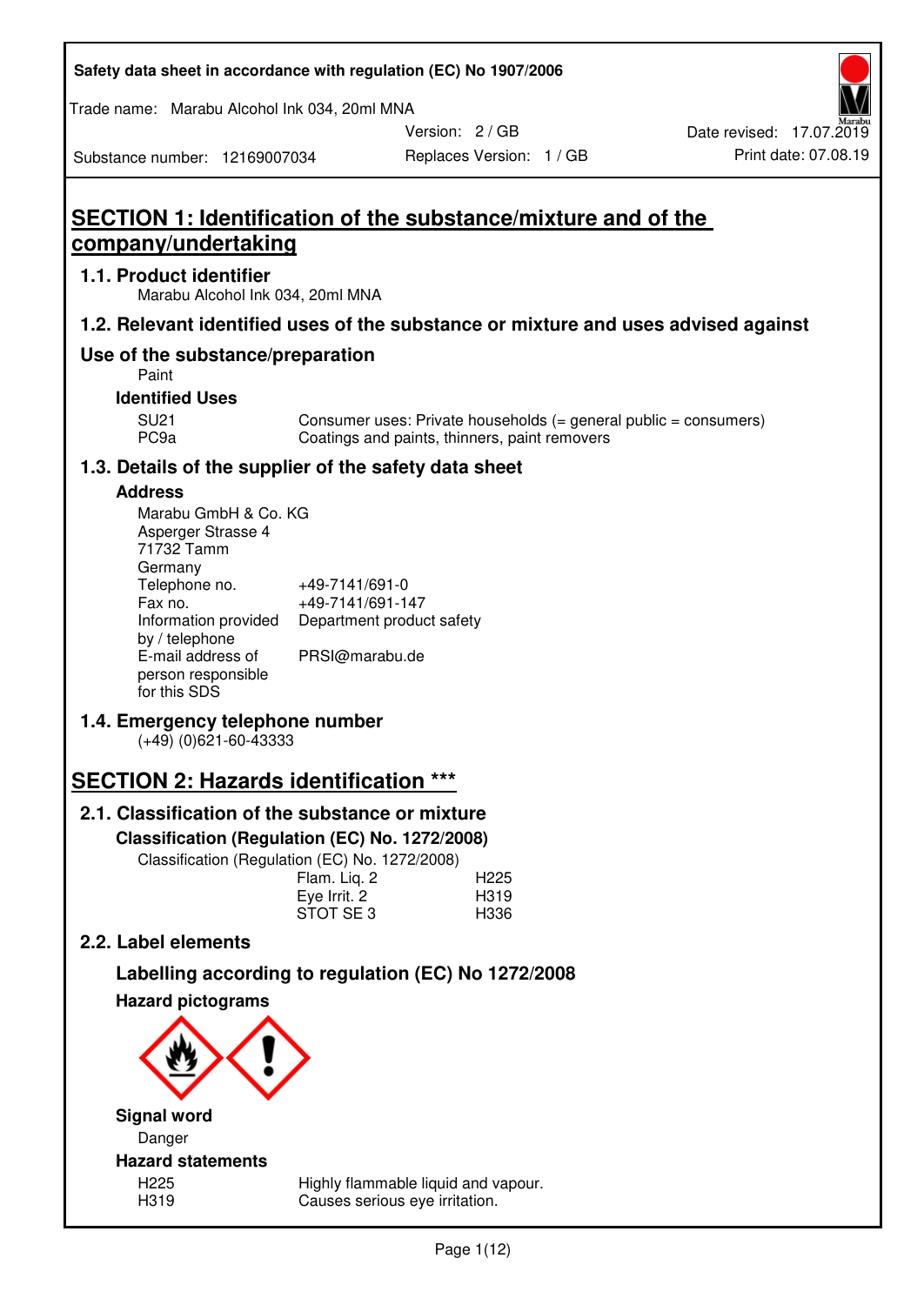Safety data sheet in accordance with regulation (EC) No 1907/2006

Trade name: Marabu Alcohol Ink 034, 20ml MNA

Substance number: 12169007034 | Version: 2 / GB | Replaces Version: 1 / GB | Date revised: 17.07.2019 | Print date: 07.08.19

# SECTION 1: Identification of the substance/mixture and of the company/undertaking

## 1.1. Product identifier

Marabu Alcohol Ink 034, 20ml MNA

## 1.2. Relevant identified uses of the substance or mixture and uses advised against

### Use of the substance/preparation

Paint

**Identified Uses**

| | |
|---|---|
| SU21 | Consumer uses: Private households (= general public = consumers) |
| PC9a | Coatings and paints, thinners, paint removers |

## 1.3. Details of the supplier of the safety data sheet

**Address**

Marabu GmbH & Co. KG
Asperger Strasse 4
71732 Tamm
Germany

| | |
|---|---|
| Telephone no. | +49-7141/691-0 |
| Fax no. | +49-7141/691-147 |
| Information provided by / telephone | Department product safety |
| E-mail address of person responsible for this SDS | PRSI@marabu.de |

## 1.4. Emergency telephone number

(+49) (0)621-60-43333

# SECTION 2: Hazards identification ***

## 2.1. Classification of the substance or mixture

**Classification (Regulation (EC) No. 1272/2008)**

Classification (Regulation (EC) No. 1272/2008)

| | |
|---|---|
| Flam. Liq. 2 | H225 |
| Eye Irrit. 2 | H319 |
| STOT SE 3 | H336 |

## 2.2. Label elements

### Labelling according to regulation (EC) No 1272/2008

**Hazard pictograms**

**Signal word**

Danger

**Hazard statements**

| | |
|---|---|
| H225 | Highly flammable liquid and vapour. |
| H319 | Causes serious eye irritation. |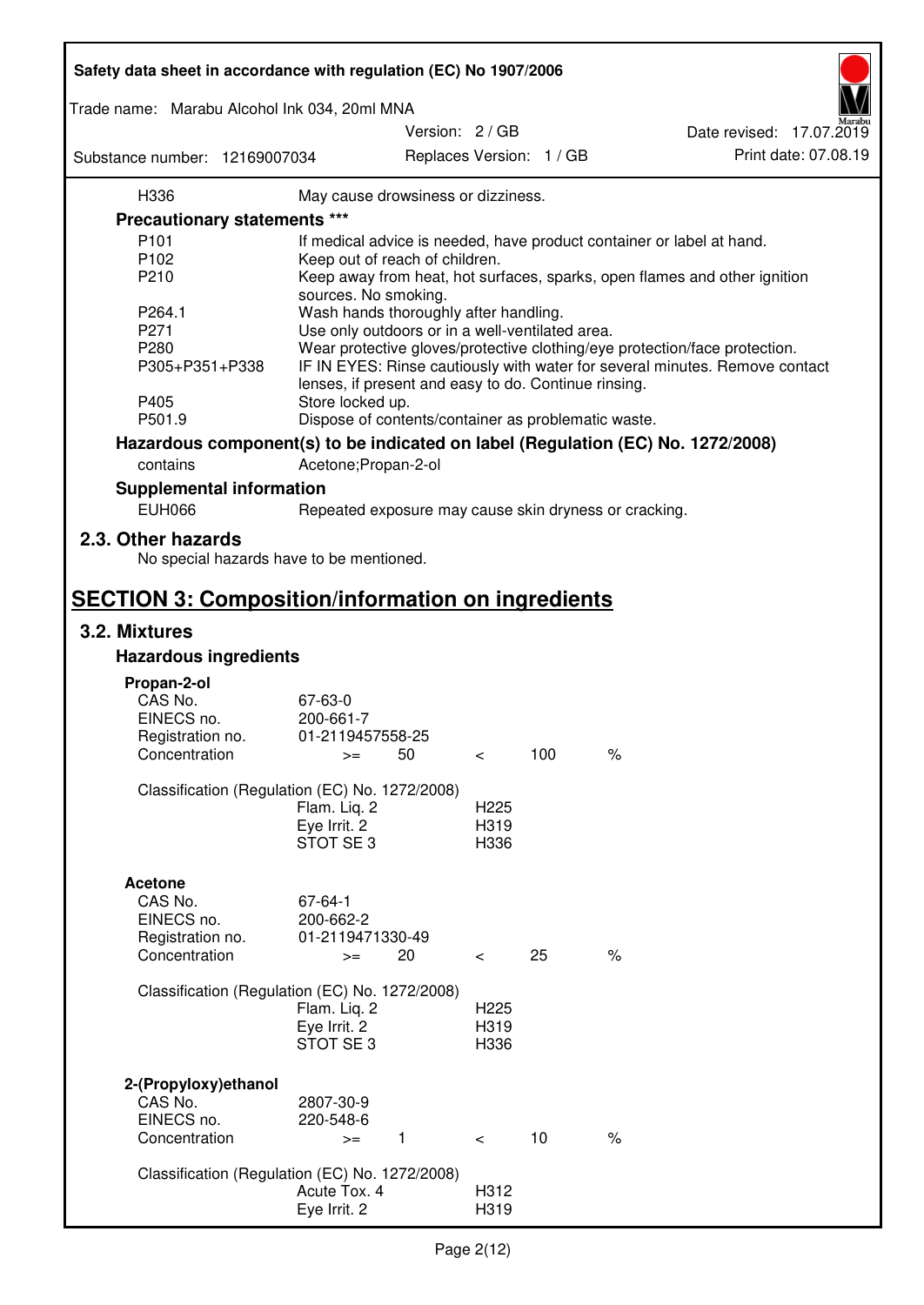| | |
|---|---|
| H336 | May cause drowsiness or dizziness. |

### Precautionary statements ***

| | |
|---|---|
| P101 | If medical advice is needed, have product container or label at hand. |
| P102 | Keep out of reach of children. |
| P210 | Keep away from heat, hot surfaces, sparks, open flames and other ignition sources. No smoking. |
| P264.1 | Wash hands thoroughly after handling. |
| P271 | Use only outdoors or in a well-ventilated area. |
| P280 | Wear protective gloves/protective clothing/eye protection/face protection. |
| P305+P351+P338 | IF IN EYES: Rinse cautiously with water for several minutes. Remove contact lenses, if present and easy to do. Continue rinsing. |
| P405 | Store locked up. |
| P501.9 | Dispose of contents/container as problematic waste. |

### Hazardous component(s) to be indicated on label (Regulation (EC) No. 1272/2008)

| | |
|---|---|
| contains | Acetone;Propan-2-ol |

### Supplemental information

| | |
|---|---|
| EUH066 | Repeated exposure may cause skin dryness or cracking. |

## 2.3. Other hazards

No special hazards have to be mentioned.

# SECTION 3: Composition/information on ingredients

## 3.2. Mixtures

### Hazardous ingredients

**Propan-2-ol**

| | | | | | |
|---|---|---|---|---|---|
| CAS No. | 67-63-0 | | | | |
| EINECS no. | 200-661-7 | | | | |
| Registration no. | 01-2119457558-25 | | | | |
| Concentration | >= | 50 | < | 100 | % |

Classification (Regulation (EC) No. 1272/2008)

| | |
|---|---|
| Flam. Liq. 2 | H225 |
| Eye Irrit. 2 | H319 |
| STOT SE 3 | H336 |

**Acetone**

| | | | | | |
|---|---|---|---|---|---|
| CAS No. | 67-64-1 | | | | |
| EINECS no. | 200-662-2 | | | | |
| Registration no. | 01-2119471330-49 | | | | |
| Concentration | >= | 20 | < | 25 | % |

Classification (Regulation (EC) No. 1272/2008)

| | |
|---|---|
| Flam. Liq. 2 | H225 |
| Eye Irrit. 2 | H319 |
| STOT SE 3 | H336 |

**2-(Propyloxy)ethanol**

| | | | | | |
|---|---|---|---|---|---|
| CAS No. | 2807-30-9 | | | | |
| EINECS no. | 220-548-6 | | | | |
| Concentration | >= | 1 | < | 10 | % |

Classification (Regulation (EC) No. 1272/2008)

| | |
|---|---|
| Acute Tox. 4 | H312 |
| Eye Irrit. 2 | H319 |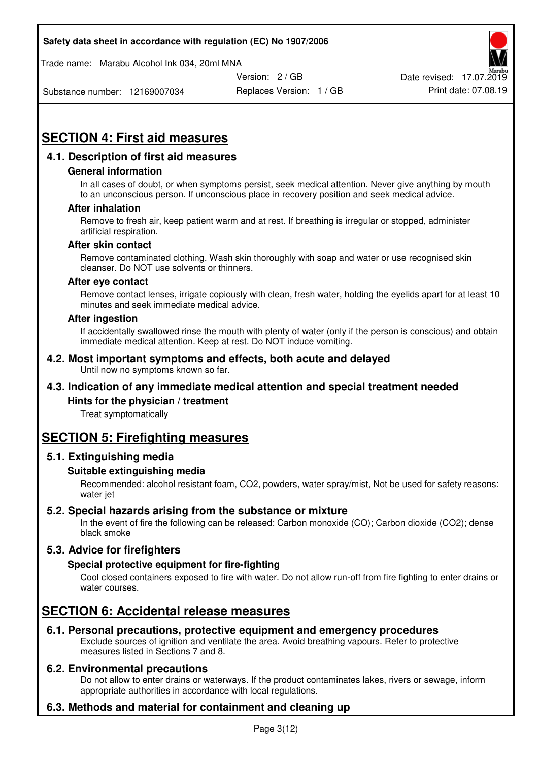## SECTION 4: First aid measures

### 4.1. Description of first aid measures

#### General information

In all cases of doubt, or when symptoms persist, seek medical attention. Never give anything by mouth to an unconscious person. If unconscious place in recovery position and seek medical advice.

#### After inhalation

Remove to fresh air, keep patient warm and at rest. If breathing is irregular or stopped, administer artificial respiration.

#### After skin contact

Remove contaminated clothing. Wash skin thoroughly with soap and water or use recognised skin cleanser. Do NOT use solvents or thinners.

#### After eye contact

Remove contact lenses, irrigate copiously with clean, fresh water, holding the eyelids apart for at least 10 minutes and seek immediate medical advice.

#### After ingestion

If accidentally swallowed rinse the mouth with plenty of water (only if the person is conscious) and obtain immediate medical attention. Keep at rest. Do NOT induce vomiting.

### 4.2. Most important symptoms and effects, both acute and delayed

Until now no symptoms known so far.

### 4.3. Indication of any immediate medical attention and special treatment needed

#### Hints for the physician / treatment

Treat symptomatically

## SECTION 5: Firefighting measures

### 5.1. Extinguishing media

#### Suitable extinguishing media

Recommended: alcohol resistant foam, $CO_2$, powders, water spray/mist, Not be used for safety reasons: water jet

### 5.2. Special hazards arising from the substance or mixture

In the event of fire the following can be released: Carbon monoxide (CO); Carbon dioxide ($CO_2$); dense black smoke

### 5.3. Advice for firefighters

#### Special protective equipment for fire-fighting

Cool closed containers exposed to fire with water. Do not allow run-off from fire fighting to enter drains or water courses.

## SECTION 6: Accidental release measures

### 6.1. Personal precautions, protective equipment and emergency procedures

Exclude sources of ignition and ventilate the area. Avoid breathing vapours. Refer to protective measures listed in Sections 7 and 8.

### 6.2. Environmental precautions

Do not allow to enter drains or waterways. If the product contaminates lakes, rivers or sewage, inform appropriate authorities in accordance with local regulations.

### 6.3. Methods and material for containment and cleaning up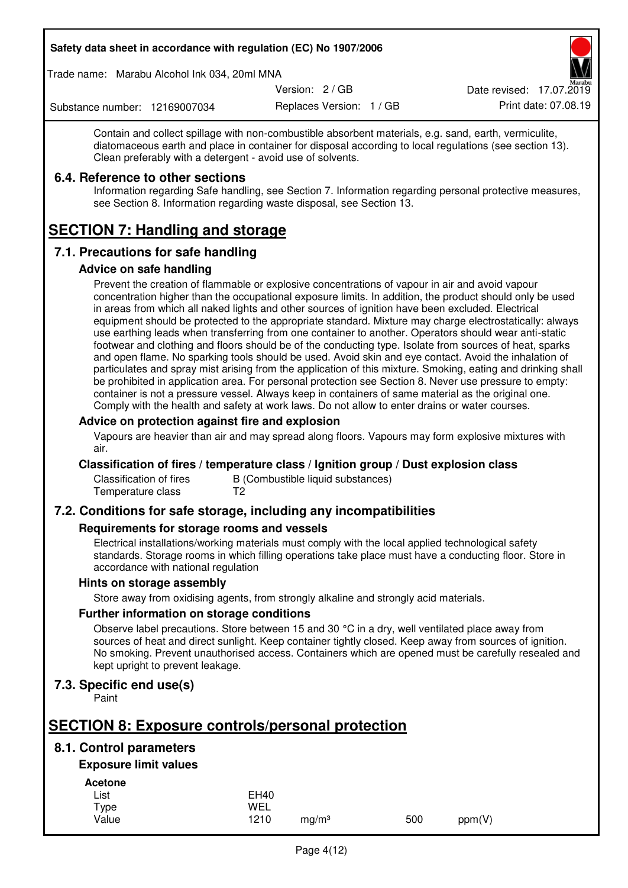Contain and collect spillage with non-combustible absorbent materials, e.g. sand, earth, vermiculite, diatomaceous earth and place in container for disposal according to local regulations (see section 13). Clean preferably with a detergent - avoid use of solvents.

### 6.4. Reference to other sections

Information regarding Safe handling, see Section 7. Information regarding personal protective measures, see Section 8. Information regarding waste disposal, see Section 13.

## SECTION 7: Handling and storage

### 7.1. Precautions for safe handling

#### Advice on safe handling

Prevent the creation of flammable or explosive concentrations of vapour in air and avoid vapour concentration higher than the occupational exposure limits. In addition, the product should only be used in areas from which all naked lights and other sources of ignition have been excluded. Electrical equipment should be protected to the appropriate standard. Mixture may charge electrostatically: always use earthing leads when transferring from one container to another. Operators should wear anti-static footwear and clothing and floors should be of the conducting type. Isolate from sources of heat, sparks and open flame. No sparking tools should be used. Avoid skin and eye contact. Avoid the inhalation of particulates and spray mist arising from the application of this mixture. Smoking, eating and drinking shall be prohibited in application area. For personal protection see Section 8. Never use pressure to empty: container is not a pressure vessel. Always keep in containers of same material as the original one. Comply with the health and safety at work laws. Do not allow to enter drains or water courses.

#### Advice on protection against fire and explosion

Vapours are heavier than air and may spread along floors. Vapours may form explosive mixtures with air.

#### Classification of fires / temperature class / Ignition group / Dust explosion class

| | |
|---|---|
| Classification of fires | B (Combustible liquid substances) |
| Temperature class | T2 |

### 7.2. Conditions for safe storage, including any incompatibilities

#### Requirements for storage rooms and vessels

Electrical installations/working materials must comply with the local applied technological safety standards. Storage rooms in which filling operations take place must have a conducting floor. Store in accordance with national regulation

#### Hints on storage assembly

Store away from oxidising agents, from strongly alkaline and strongly acid materials.

#### Further information on storage conditions

Observe label precautions. Store between 15 and 30 °C in a dry, well ventilated place away from sources of heat and direct sunlight. Keep container tightly closed. Keep away from sources of ignition. No smoking. Prevent unauthorised access. Containers which are opened must be carefully resealed and kept upright to prevent leakage.

### 7.3. Specific end use(s)

Paint

## SECTION 8: Exposure controls/personal protection

### 8.1. Control parameters

#### Exposure limit values

**Acetone**

| | | | | |
|---|---|---|---|---|
| List | EH40 | | | |
| Type | WEL | | | |
| Value | 1210 | mg/m³ | 500 | ppm(V) |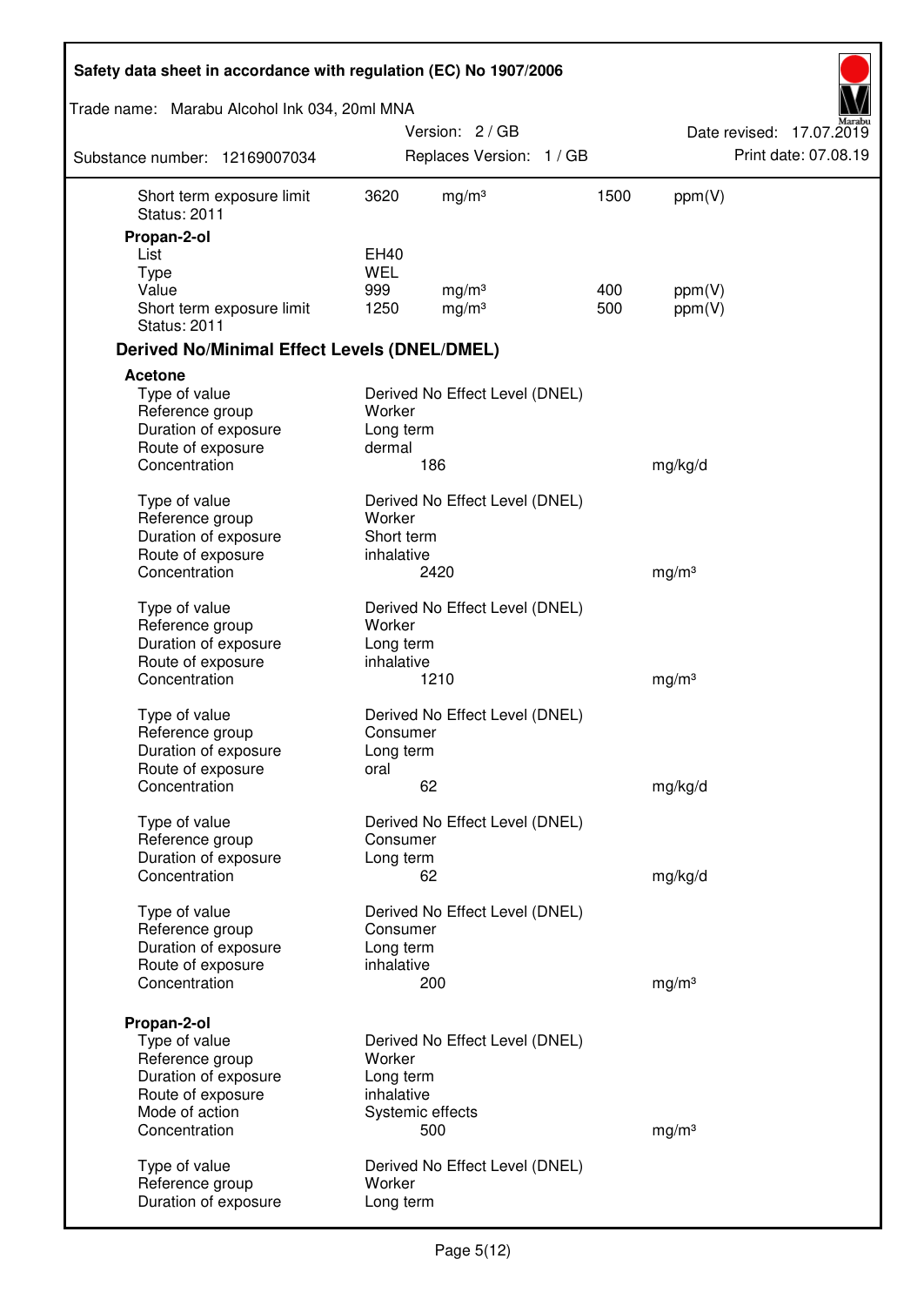| | | | | |
|---|---|---|---|---|
| Short term exposure limit | 3620 | mg/m³ | 1500 | ppm(V) |
| Status: 2011 | | | | |

**Propan-2-ol**

| | | | | |
|---|---|---|---|---|
| List | EH40 | | | |
| Type | WEL | | | |
| Value | 999 | mg/m³ | 400 | ppm(V) |
| Short term exposure limit | 1250 | mg/m³ | 500 | ppm(V) |
| Status: 2011 | | | | |

### Derived No/Minimal Effect Levels (DNEL/DMEL)

**Acetone**

| | | |
|---|---|---|
| Type of value | Derived No Effect Level (DNEL) | |
| Reference group | Worker | |
| Duration of exposure | Long term | |
| Route of exposure | dermal | |
| Concentration | 186 | mg/kg/d |

| | | |
|---|---|---|
| Type of value | Derived No Effect Level (DNEL) | |
| Reference group | Worker | |
| Duration of exposure | Short term | |
| Route of exposure | inhalative | |
| Concentration | 2420 | mg/m³ |

| | | |
|---|---|---|
| Type of value | Derived No Effect Level (DNEL) | |
| Reference group | Worker | |
| Duration of exposure | Long term | |
| Route of exposure | inhalative | |
| Concentration | 1210 | mg/m³ |

| | | |
|---|---|---|
| Type of value | Derived No Effect Level (DNEL) | |
| Reference group | Consumer | |
| Duration of exposure | Long term | |
| Route of exposure | oral | |
| Concentration | 62 | mg/kg/d |

| | | |
|---|---|---|
| Type of value | Derived No Effect Level (DNEL) | |
| Reference group | Consumer | |
| Duration of exposure | Long term | |
| Concentration | 62 | mg/kg/d |

| | | |
|---|---|---|
| Type of value | Derived No Effect Level (DNEL) | |
| Reference group | Consumer | |
| Duration of exposure | Long term | |
| Route of exposure | inhalative | |
| Concentration | 200 | mg/m³ |

**Propan-2-ol**

| | | |
|---|---|---|
| Type of value | Derived No Effect Level (DNEL) | |
| Reference group | Worker | |
| Duration of exposure | Long term | |
| Route of exposure | inhalative | |
| Mode of action | Systemic effects | |
| Concentration | 500 | mg/m³ |

| | |
|---|---|
| Type of value | Derived No Effect Level (DNEL) |
| Reference group | Worker |
| Duration of exposure | Long term |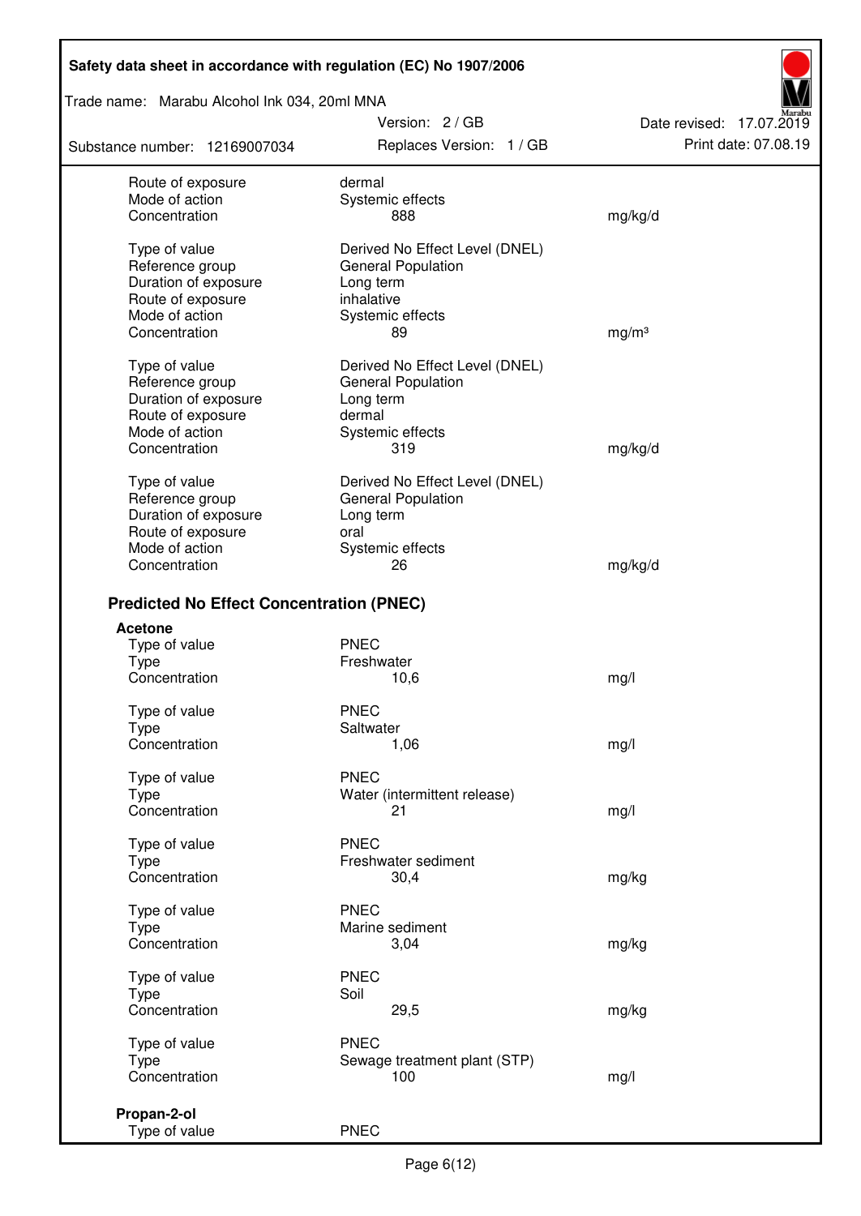| | | |
|---|---|---|
| Route of exposure | dermal | |
| Mode of action | Systemic effects | |
| Concentration | 888 | mg/kg/d |

| | | |
|---|---|---|
| Type of value | Derived No Effect Level (DNEL) | |
| Reference group | General Population | |
| Duration of exposure | Long term | |
| Route of exposure | inhalative | |
| Mode of action | Systemic effects | |
| Concentration | 89 | mg/m³ |

| | | |
|---|---|---|
| Type of value | Derived No Effect Level (DNEL) | |
| Reference group | General Population | |
| Duration of exposure | Long term | |
| Route of exposure | dermal | |
| Mode of action | Systemic effects | |
| Concentration | 319 | mg/kg/d |

| | | |
|---|---|---|
| Type of value | Derived No Effect Level (DNEL) | |
| Reference group | General Population | |
| Duration of exposure | Long term | |
| Route of exposure | oral | |
| Mode of action | Systemic effects | |
| Concentration | 26 | mg/kg/d |

## Predicted No Effect Concentration (PNEC)

**Acetone**

| | | |
|---|---|---|
| Type of value | PNEC | |
| Type | Freshwater | |
| Concentration | 10,6 | mg/l |

| | | |
|---|---|---|
| Type of value | PNEC | |
| Type | Saltwater | |
| Concentration | 1,06 | mg/l |

| | | |
|---|---|---|
| Type of value | PNEC | |
| Type | Water (intermittent release) | |
| Concentration | 21 | mg/l |

| | | |
|---|---|---|
| Type of value | PNEC | |
| Type | Freshwater sediment | |
| Concentration | 30,4 | mg/kg |

| | | |
|---|---|---|
| Type of value | PNEC | |
| Type | Marine sediment | |
| Concentration | 3,04 | mg/kg |

| | | |
|---|---|---|
| Type of value | PNEC | |
| Type | Soil | |
| Concentration | 29,5 | mg/kg |

| | | |
|---|---|---|
| Type of value | PNEC | |
| Type | Sewage treatment plant (STP) | |
| Concentration | 100 | mg/l |

**Propan-2-ol**

| | |
|---|---|
| Type of value | PNEC |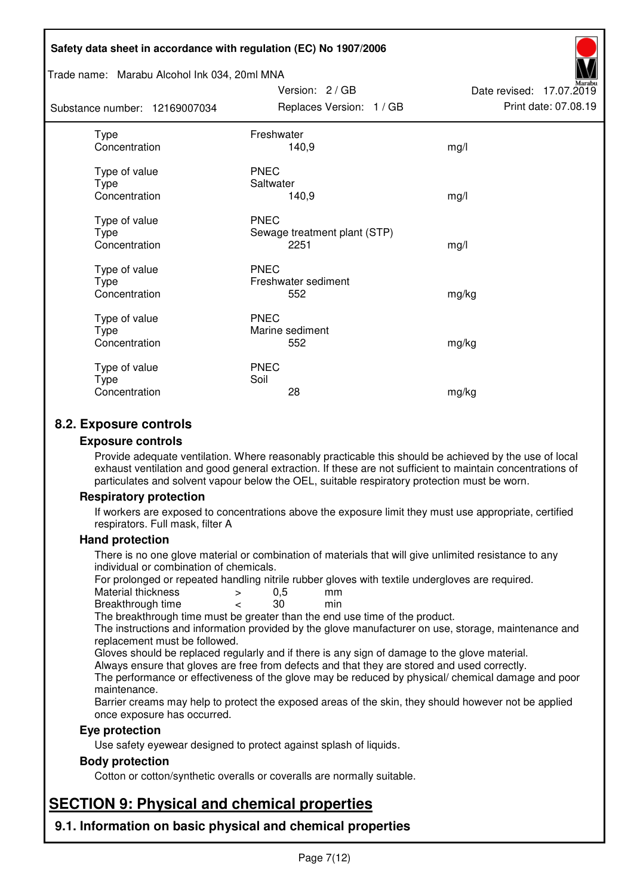| | | |
|---|---|---|
| Type | Freshwater | |
| Concentration | 140,9 | mg/l |
| | | |
| Type of value | PNEC | |
| Type | Saltwater | |
| Concentration | 140,9 | mg/l |
| | | |
| Type of value | PNEC | |
| Type | Sewage treatment plant (STP) | |
| Concentration | 2251 | mg/l |
| | | |
| Type of value | PNEC | |
| Type | Freshwater sediment | |
| Concentration | 552 | mg/kg |
| | | |
| Type of value | PNEC | |
| Type | Marine sediment | |
| Concentration | 552 | mg/kg |
| | | |
| Type of value | PNEC | |
| Type | Soil | |
| Concentration | 28 | mg/kg |

## 8.2. Exposure controls

### Exposure controls

Provide adequate ventilation. Where reasonably practicable this should be achieved by the use of local exhaust ventilation and good general extraction. If these are not sufficient to maintain concentrations of particulates and solvent vapour below the OEL, suitable respiratory protection must be worn.

### Respiratory protection

If workers are exposed to concentrations above the exposure limit they must use appropriate, certified respirators. Full mask, filter A

### Hand protection

There is no one glove material or combination of materials that will give unlimited resistance to any individual or combination of chemicals.

For prolonged or repeated handling nitrile rubber gloves with textile undergloves are required.

| | | | |
|---|---|---|---|
| Material thickness | > | 0,5 | mm |
| Breakthrough time | < | 30 | min |

The breakthrough time must be greater than the end use time of the product.

The instructions and information provided by the glove manufacturer on use, storage, maintenance and replacement must be followed.

Gloves should be replaced regularly and if there is any sign of damage to the glove material.

Always ensure that gloves are free from defects and that they are stored and used correctly.

The performance or effectiveness of the glove may be reduced by physical/ chemical damage and poor maintenance.

Barrier creams may help to protect the exposed areas of the skin, they should however not be applied once exposure has occurred.

### Eye protection

Use safety eyewear designed to protect against splash of liquids.

### Body protection

Cotton or cotton/synthetic overalls or coveralls are normally suitable.

# SECTION 9: Physical and chemical properties

## 9.1. Information on basic physical and chemical properties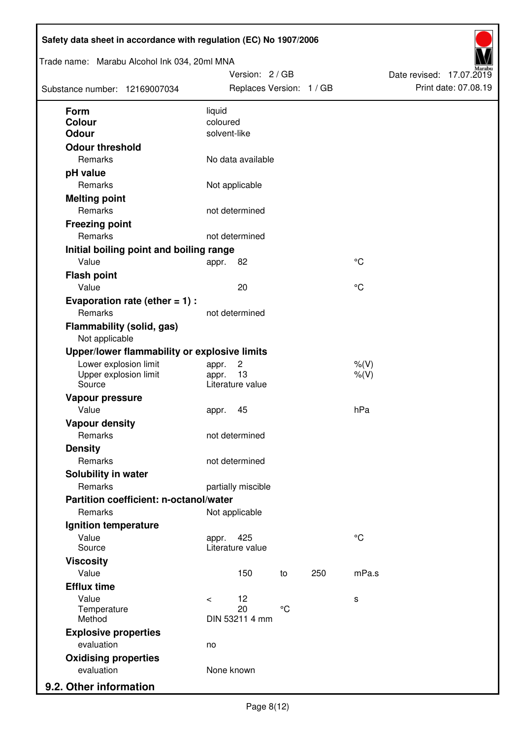| Property | | | | | Unit |
|---|---|---|---|---|---|
| **Form** | liquid | | | | |
| **Colour** | coloured | | | | |
| **Odour** | solvent-like | | | | |
| **Odour threshold** | | | | | |
| Remarks | No data available | | | | |
| **pH value** | | | | | |
| Remarks | Not applicable | | | | |
| **Melting point** | | | | | |
| Remarks | not determined | | | | |
| **Freezing point** | | | | | |
| Remarks | not determined | | | | |
| **Initial boiling point and boiling range** | | | | | |
| Value | appr. | 82 | | | °C |
| **Flash point** | | | | | |
| Value | | 20 | | | °C |
| **Evaporation rate (ether = 1) :** | | | | | |
| Remarks | not determined | | | | |
| **Flammability (solid, gas)** | | | | | |
| Not applicable | | | | | |
| **Upper/lower flammability or explosive limits** | | | | | |
| Lower explosion limit | appr. | 2 | | | %(V) |
| Upper explosion limit | appr. | 13 | | | %(V) |
| Source | Literature value | | | | |
| **Vapour pressure** | | | | | |
| Value | appr. | 45 | | | hPa |
| **Vapour density** | | | | | |
| Remarks | not determined | | | | |
| **Density** | | | | | |
| Remarks | not determined | | | | |
| **Solubility in water** | | | | | |
| Remarks | partially miscible | | | | |
| **Partition coefficient: n-octanol/water** | | | | | |
| Remarks | Not applicable | | | | |
| **Ignition temperature** | | | | | |
| Value | appr. | 425 | | | °C |
| Source | Literature value | | | | |
| **Viscosity** | | | | | |
| Value | | 150 | to | 250 | mPa.s |
| **Efflux time** | | | | | |
| Value | < | 12 | | | s |
| Temperature | | 20 | °C | | |
| Method | DIN 53211 4 mm | | | | |
| **Explosive properties** | | | | | |
| evaluation | no | | | | |
| **Oxidising properties** | | | | | |
| evaluation | None known | | | | |

## 9.2. Other information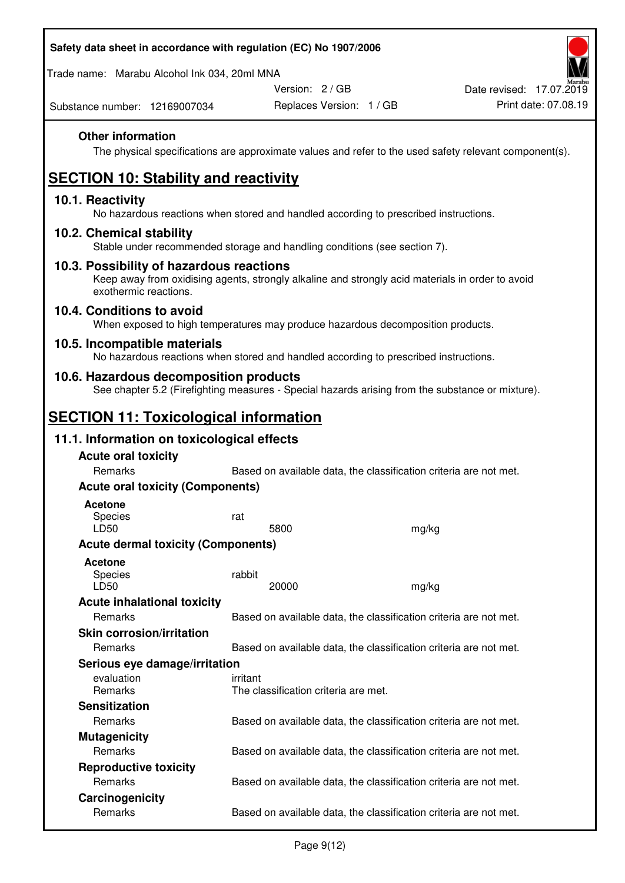### Other information

The physical specifications are approximate values and refer to the used safety relevant component(s).

## SECTION 10: Stability and reactivity

### 10.1. Reactivity

No hazardous reactions when stored and handled according to prescribed instructions.

### 10.2. Chemical stability

Stable under recommended storage and handling conditions (see section 7).

### 10.3. Possibility of hazardous reactions

Keep away from oxidising agents, strongly alkaline and strongly acid materials in order to avoid exothermic reactions.

### 10.4. Conditions to avoid

When exposed to high temperatures may produce hazardous decomposition products.

### 10.5. Incompatible materials

No hazardous reactions when stored and handled according to prescribed instructions.

### 10.6. Hazardous decomposition products

See chapter 5.2 (Firefighting measures - Special hazards arising from the substance or mixture).

## SECTION 11: Toxicological information

### 11.1. Information on toxicological effects

**Acute oral toxicity**

| | |
|---|---|
| Remarks | Based on available data, the classification criteria are not met. |

**Acute oral toxicity (Components)**

**Acetone**

| | | |
|---|---|---|
| Species | rat | |
| LD50 | 5800 | mg/kg |

**Acute dermal toxicity (Components)**

**Acetone**

| | | |
|---|---|---|
| Species | rabbit | |
| LD50 | 20000 | mg/kg |

**Acute inhalational toxicity**

| | |
|---|---|
| Remarks | Based on available data, the classification criteria are not met. |

**Skin corrosion/irritation**

| | |
|---|---|
| Remarks | Based on available data, the classification criteria are not met. |

**Serious eye damage/irritation**

| | |
|---|---|
| evaluation | irritant |
| Remarks | The classification criteria are met. |

**Sensitization**

| | |
|---|---|
| Remarks | Based on available data, the classification criteria are not met. |

**Mutagenicity**

| | |
|---|---|
| Remarks | Based on available data, the classification criteria are not met. |

**Reproductive toxicity**

| | |
|---|---|
| Remarks | Based on available data, the classification criteria are not met. |

**Carcinogenicity**

| | |
|---|---|
| Remarks | Based on available data, the classification criteria are not met. |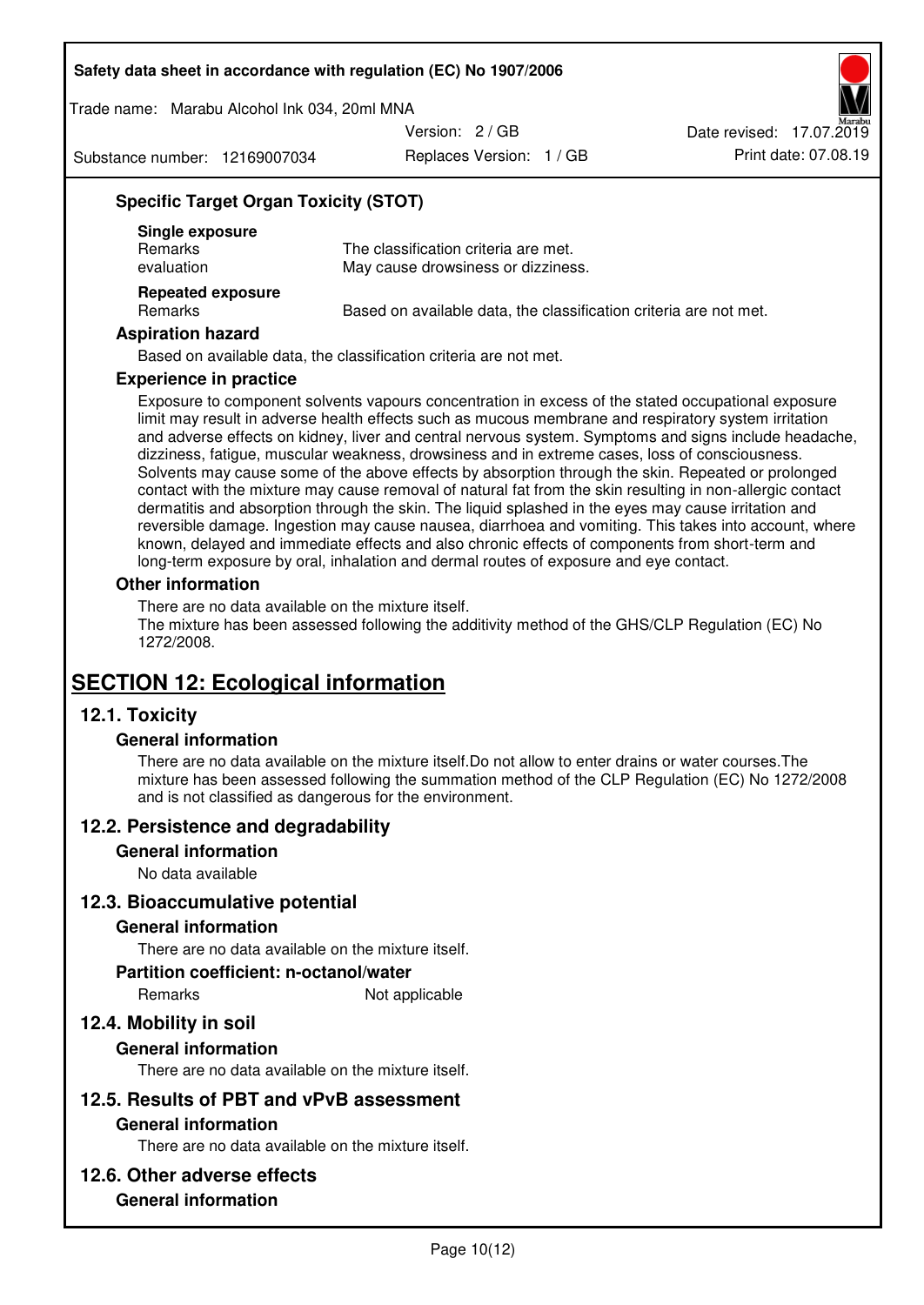### Specific Target Organ Toxicity (STOT)

**Single exposure**

| | |
|---|---|
| Remarks | The classification criteria are met. |
| evaluation | May cause drowsiness or dizziness. |

**Repeated exposure**

| | |
|---|---|
| Remarks | Based on available data, the classification criteria are not met. |

### Aspiration hazard

Based on available data, the classification criteria are not met.

### Experience in practice

Exposure to component solvents vapours concentration in excess of the stated occupational exposure limit may result in adverse health effects such as mucous membrane and respiratory system irritation and adverse effects on kidney, liver and central nervous system. Symptoms and signs include headache, dizziness, fatigue, muscular weakness, drowsiness and in extreme cases, loss of consciousness. Solvents may cause some of the above effects by absorption through the skin. Repeated or prolonged contact with the mixture may cause removal of natural fat from the skin resulting in non-allergic contact dermatitis and absorption through the skin. The liquid splashed in the eyes may cause irritation and reversible damage. Ingestion may cause nausea, diarrhoea and vomiting. This takes into account, where known, delayed and immediate effects and also chronic effects of components from short-term and long-term exposure by oral, inhalation and dermal routes of exposure and eye contact.

### Other information

There are no data available on the mixture itself.
The mixture has been assessed following the additivity method of the GHS/CLP Regulation (EC) No 1272/2008.

# SECTION 12: Ecological information

## 12.1. Toxicity

### General information

There are no data available on the mixture itself.Do not allow to enter drains or water courses.The mixture has been assessed following the summation method of the CLP Regulation (EC) No 1272/2008 and is not classified as dangerous for the environment.

## 12.2. Persistence and degradability

### General information

No data available

## 12.3. Bioaccumulative potential

### General information

There are no data available on the mixture itself.

### Partition coefficient: n-octanol/water

| | |
|---|---|
| Remarks | Not applicable |

## 12.4. Mobility in soil

### General information

There are no data available on the mixture itself.

## 12.5. Results of PBT and vPvB assessment

### General information

There are no data available on the mixture itself.

## 12.6. Other adverse effects

### General information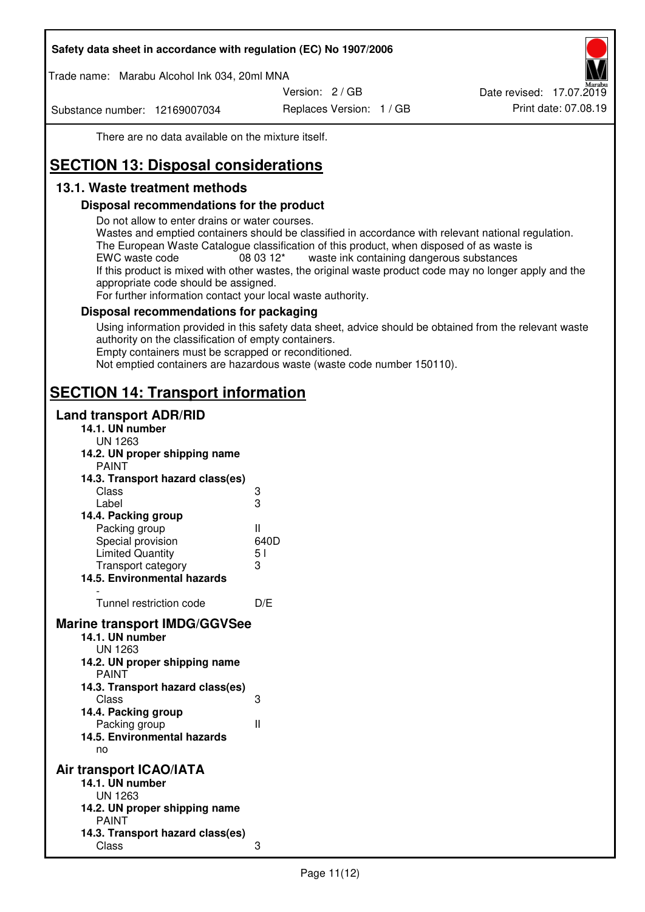There are no data available on the mixture itself.

# SECTION 13: Disposal considerations

## 13.1. Waste treatment methods

### Disposal recommendations for the product

Do not allow to enter drains or water courses.
Wastes and emptied containers should be classified in accordance with relevant national regulation.
The European Waste Catalogue classification of this product, when disposed of as waste is
EWC waste code 08 03 12* waste ink containing dangerous substances
If this product is mixed with other wastes, the original waste product code may no longer apply and the appropriate code should be assigned.
For further information contact your local waste authority.

### Disposal recommendations for packaging

Using information provided in this safety data sheet, advice should be obtained from the relevant waste authority on the classification of empty containers.
Empty containers must be scrapped or reconditioned.
Not emptied containers are hazardous waste (waste code number 150110).

# SECTION 14: Transport information

## Land transport ADR/RID

**14.1. UN number**
UN 1263

**14.2. UN proper shipping name**
PAINT

**14.3. Transport hazard class(es)**

| | |
|---|---|
| Class | 3 |
| Label | 3 |

**14.4. Packing group**

| | |
|---|---|
| Packing group | II |
| Special provision | 640D |
| Limited Quantity | 5 l |
| Transport category | 3 |

**14.5. Environmental hazards**
-

| | |
|---|---|
| Tunnel restriction code | D/E |

## Marine transport IMDG/GGVSee

**14.1. UN number**
UN 1263

**14.2. UN proper shipping name**
PAINT

**14.3. Transport hazard class(es)**

| | |
|---|---|
| Class | 3 |

**14.4. Packing group**

| | |
|---|---|
| Packing group | II |

**14.5. Environmental hazards**
no

## Air transport ICAO/IATA

**14.1. UN number**
UN 1263

**14.2. UN proper shipping name**
PAINT

**14.3. Transport hazard class(es)**

| | |
|---|---|
| Class | 3 |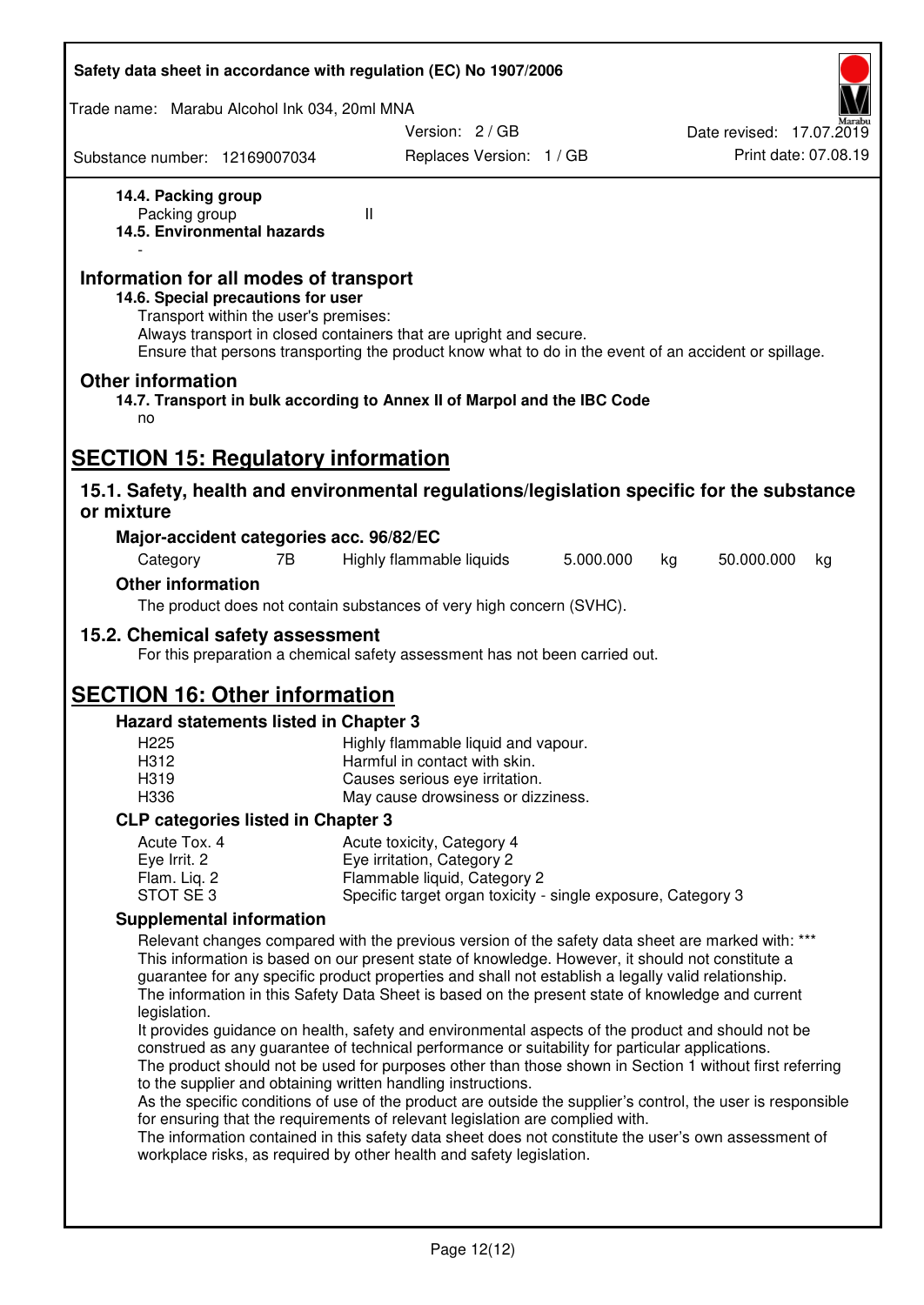**14.4. Packing group**

Packing group II

**14.5. Environmental hazards**

-

## Information for all modes of transport

**14.6. Special precautions for user**

Transport within the user's premises:
Always transport in closed containers that are upright and secure.
Ensure that persons transporting the product know what to do in the event of an accident or spillage.

## Other information

**14.7. Transport in bulk according to Annex II of Marpol and the IBC Code**

no

# SECTION 15: Regulatory information

## 15.1. Safety, health and environmental regulations/legislation specific for the substance or mixture

### Major-accident categories acc. 96/82/EC

| | | | | | | |
|---|---|---|---|---|---|---|
| Category | 7B | Highly flammable liquids | 5.000.000 | kg | 50.000.000 | kg |

### Other information

The product does not contain substances of very high concern (SVHC).

## 15.2. Chemical safety assessment

For this preparation a chemical safety assessment has not been carried out.

# SECTION 16: Other information

### Hazard statements listed in Chapter 3

| | |
|---|---|
| H225 | Highly flammable liquid and vapour. |
| H312 | Harmful in contact with skin. |
| H319 | Causes serious eye irritation. |
| H336 | May cause drowsiness or dizziness. |

### CLP categories listed in Chapter 3

| | |
|---|---|
| Acute Tox. 4 | Acute toxicity, Category 4 |
| Eye Irrit. 2 | Eye irritation, Category 2 |
| Flam. Liq. 2 | Flammable liquid, Category 2 |
| STOT SE 3 | Specific target organ toxicity - single exposure, Category 3 |

### Supplemental information

Relevant changes compared with the previous version of the safety data sheet are marked with: ***
This information is based on our present state of knowledge. However, it should not constitute a guarantee for any specific product properties and shall not establish a legally valid relationship.
The information in this Safety Data Sheet is based on the present state of knowledge and current legislation.
It provides guidance on health, safety and environmental aspects of the product and should not be construed as any guarantee of technical performance or suitability for particular applications.
The product should not be used for purposes other than those shown in Section 1 without first referring to the supplier and obtaining written handling instructions.
As the specific conditions of use of the product are outside the supplier's control, the user is responsible for ensuring that the requirements of relevant legislation are complied with.
The information contained in this safety data sheet does not constitute the user's own assessment of workplace risks, as required by other health and safety legislation.